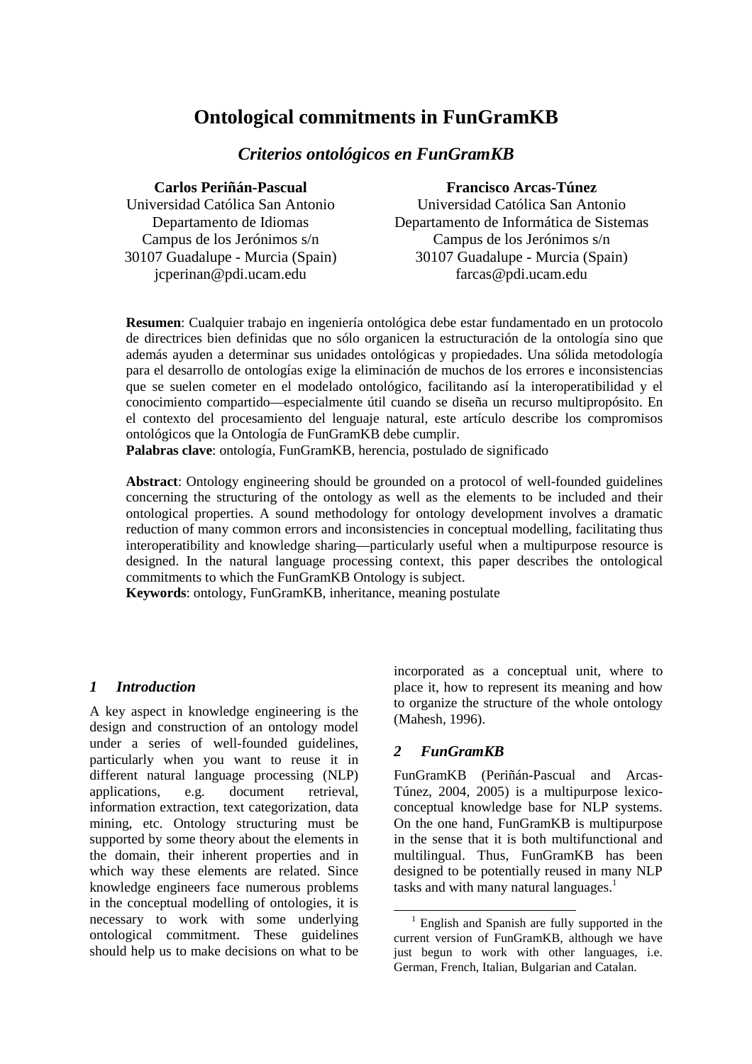# Ontological commitments in FunGramKB

## *Criterios ontológicos en FunGramKB*

**Carlos Periñán-Pascual**
Universidad Católica San Antonio
Departamento de Idiomas
Campus de los Jerónimos s/n
30107 Guadalupe - Murcia (Spain)
jcperinan@pdi.ucam.edu

**Francisco Arcas-Túnez**
Universidad Católica San Antonio
Departamento de Informática de Sistemas
Campus de los Jerónimos s/n
30107 Guadalupe - Murcia (Spain)
farcas@pdi.ucam.edu

**Resumen**: Cualquier trabajo en ingeniería ontológica debe estar fundamentado en un protocolo de directrices bien definidas que no sólo organicen la estructuración de la ontología sino que además ayuden a determinar sus unidades ontológicas y propiedades. Una sólida metodología para el desarrollo de ontologías exige la eliminación de muchos de los errores e inconsistencias que se suelen cometer en el modelado ontológico, facilitando así la interoperatibilidad y el conocimiento compartido—especialmente útil cuando se diseña un recurso multipropósito. En el contexto del procesamiento del lenguaje natural, este artículo describe los compromisos ontológicos que la Ontología de FunGramKB debe cumplir.
**Palabras clave**: ontología, FunGramKB, herencia, postulado de significado

**Abstract**: Ontology engineering should be grounded on a protocol of well-founded guidelines concerning the structuring of the ontology as well as the elements to be included and their ontological properties. A sound methodology for ontology development involves a dramatic reduction of many common errors and inconsistencies in conceptual modelling, facilitating thus interoperatibility and knowledge sharing—particularly useful when a multipurpose resource is designed. In the natural language processing context, this paper describes the ontological commitments to which the FunGramKB Ontology is subject.
**Keywords**: ontology, FunGramKB, inheritance, meaning postulate

## *1 Introduction*

A key aspect in knowledge engineering is the design and construction of an ontology model under a series of well-founded guidelines, particularly when you want to reuse it in different natural language processing (NLP) applications, e.g. document retrieval, information extraction, text categorization, data mining, etc. Ontology structuring must be supported by some theory about the elements in the domain, their inherent properties and in which way these elements are related. Since knowledge engineers face numerous problems in the conceptual modelling of ontologies, it is necessary to work with some underlying ontological commitment. These guidelines should help us to make decisions on what to be incorporated as a conceptual unit, where to place it, how to represent its meaning and how to organize the structure of the whole ontology (Mahesh, 1996).

## *2 FunGramKB*

FunGramKB (Periñán-Pascual and Arcas-Túnez, 2004, 2005) is a multipurpose lexico-conceptual knowledge base for NLP systems. On the one hand, FunGramKB is multipurpose in the sense that it is both multifunctional and multilingual. Thus, FunGramKB has been designed to be potentially reused in many NLP tasks and with many natural languages.[1]

[1] English and Spanish are fully supported in the current version of FunGramKB, although we have just begun to work with other languages, i.e. German, French, Italian, Bulgarian and Catalan.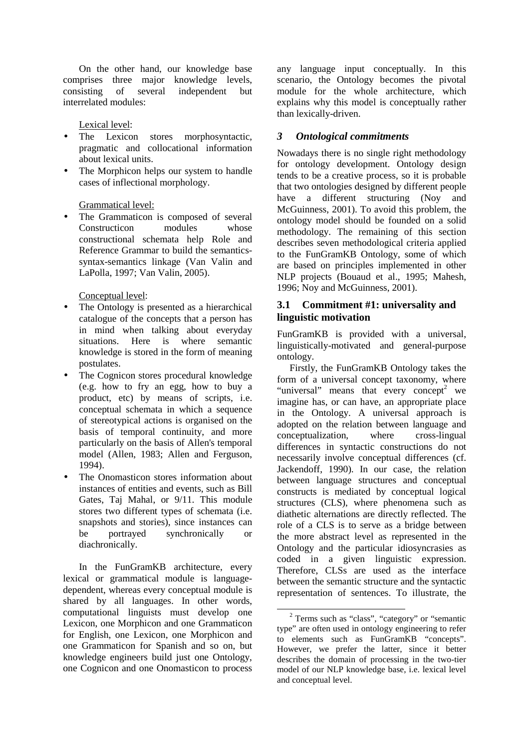On the other hand, our knowledge base comprises three major knowledge levels, consisting of several independent but interrelated modules:

Lexical level:

- The Lexicon stores morphosyntactic, pragmatic and collocational information about lexical units.
- The Morphicon helps our system to handle cases of inflectional morphology.

Grammatical level:

- The Grammaticon is composed of several Constructicon modules whose constructional schemata help Role and Reference Grammar to build the semantics-syntax-semantics linkage (Van Valin and LaPolla, 1997; Van Valin, 2005).

Conceptual level:

- The Ontology is presented as a hierarchical catalogue of the concepts that a person has in mind when talking about everyday situations. Here is where semantic knowledge is stored in the form of meaning postulates.
- The Cognicon stores procedural knowledge (e.g. how to fry an egg, how to buy a product, etc) by means of scripts, i.e. conceptual schemata in which a sequence of stereotypical actions is organised on the basis of temporal continuity, and more particularly on the basis of Allen's temporal model (Allen, 1983; Allen and Ferguson, 1994).
- The Onomasticon stores information about instances of entities and events, such as Bill Gates, Taj Mahal, or 9/11. This module stores two different types of schemata (i.e. snapshots and stories), since instances can be portrayed synchronically or diachronically.

In the FunGramKB architecture, every lexical or grammatical module is language-dependent, whereas every conceptual module is shared by all languages. In other words, computational linguists must develop one Lexicon, one Morphicon and one Grammaticon for English, one Lexicon, one Morphicon and one Grammaticon for Spanish and so on, but knowledge engineers build just one Ontology, one Cognicon and one Onomasticon to process any language input conceptually. In this scenario, the Ontology becomes the pivotal module for the whole architecture, which explains why this model is conceptually rather than lexically-driven.

## 3 *Ontological commitments*

Nowadays there is no single right methodology for ontology development. Ontology design tends to be a creative process, so it is probable that two ontologies designed by different people have a different structuring (Noy and McGuinness, 2001). To avoid this problem, the ontology model should be founded on a solid methodology. The remaining of this section describes seven methodological criteria applied to the FunGramKB Ontology, some of which are based on principles implemented in other NLP projects (Bouaud et al., 1995; Mahesh, 1996; Noy and McGuinness, 2001).

### 3.1 Commitment #1: universality and linguistic motivation

FunGramKB is provided with a universal, linguistically-motivated and general-purpose ontology.

Firstly, the FunGramKB Ontology takes the form of a universal concept taxonomy, where "universal" means that every concept[2] we imagine has, or can have, an appropriate place in the Ontology. A universal approach is adopted on the relation between language and conceptualization, where cross-lingual differences in syntactic constructions do not necessarily involve conceptual differences (cf. Jackendoff, 1990). In our case, the relation between language structures and conceptual constructs is mediated by conceptual logical structures (CLS), where phenomena such as diathetic alternations are directly reflected. The role of a CLS is to serve as a bridge between the more abstract level as represented in the Ontology and the particular idiosyncrasies as coded in a given linguistic expression. Therefore, CLSs are used as the interface between the semantic structure and the syntactic representation of sentences. To illustrate, the

[2] Terms such as "class", "category" or "semantic type" are often used in ontology engineering to refer to elements such as FunGramKB "concepts". However, we prefer the latter, since it better describes the domain of processing in the two-tier model of our NLP knowledge base, i.e. lexical level and conceptual level.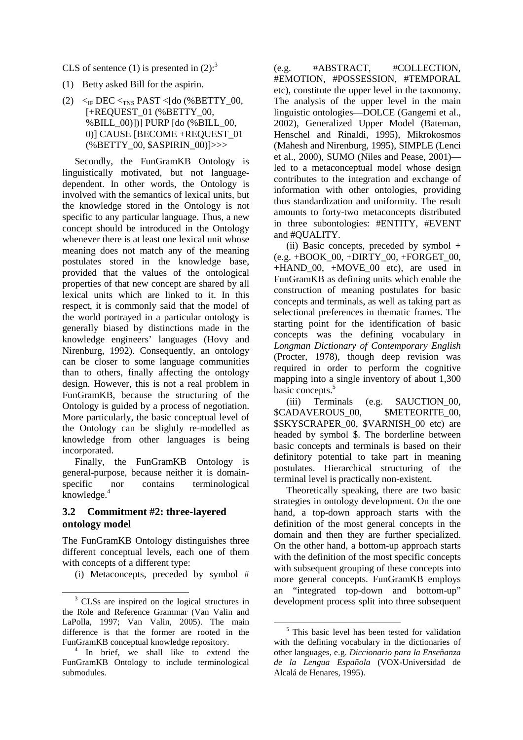CLS of sentence (1) is presented in (2):[3]

(1) Betty asked Bill for the aspirin.

(2) $<_{IF}$ DEC $<_{TNS}$ PAST <[do (%BETTY_00, [+REQUEST_01 (%BETTY_00, %BILL_00)])] PURP [do (%BILL_00, 0)] CAUSE [BECOME +REQUEST_01 (%BETTY_00, $ASPIRIN_00)]>>>

Secondly, the FunGramKB Ontology is linguistically motivated, but not language-dependent. In other words, the Ontology is involved with the semantics of lexical units, but the knowledge stored in the Ontology is not specific to any particular language. Thus, a new concept should be introduced in the Ontology whenever there is at least one lexical unit whose meaning does not match any of the meaning postulates stored in the knowledge base, provided that the values of the ontological properties of that new concept are shared by all lexical units which are linked to it. In this respect, it is commonly said that the model of the world portrayed in a particular ontology is generally biased by distinctions made in the knowledge engineers' languages (Hovy and Nirenburg, 1992). Consequently, an ontology can be closer to some language communities than to others, finally affecting the ontology design. However, this is not a real problem in FunGramKB, because the structuring of the Ontology is guided by a process of negotiation. More particularly, the basic conceptual level of the Ontology can be slightly re-modelled as knowledge from other languages is being incorporated.

Finally, the FunGramKB Ontology is general-purpose, because neither it is domain-specific nor contains terminological knowledge.[4]

## 3.2 Commitment #2: three-layered ontology model

The FunGramKB Ontology distinguishes three different conceptual levels, each one of them with concepts of a different type:

(i) Metaconcepts, preceded by symbol # (e.g. #ABSTRACT, #COLLECTION, #EMOTION, #POSSESSION, #TEMPORAL etc), constitute the upper level in the taxonomy. The analysis of the upper level in the main linguistic ontologies—DOLCE (Gangemi et al., 2002), Generalized Upper Model (Bateman, Henschel and Rinaldi, 1995), Mikrokosmos (Mahesh and Nirenburg, 1995), SIMPLE (Lenci et al., 2000), SUMO (Niles and Pease, 2001)—led to a metaconceptual model whose design contributes to the integration and exchange of information with other ontologies, providing thus standardization and uniformity. The result amounts to forty-two metaconcepts distributed in three subontologies: #ENTITY, #EVENT and #QUALITY.

(ii) Basic concepts, preceded by symbol + (e.g. +BOOK_00, +DIRTY_00, +FORGET_00, +HAND_00, +MOVE_00 etc), are used in FunGramKB as defining units which enable the construction of meaning postulates for basic concepts and terminals, as well as taking part as selectional preferences in thematic frames. The starting point for the identification of basic concepts was the defining vocabulary in *Longman Dictionary of Contemporary English* (Procter, 1978), though deep revision was required in order to perform the cognitive mapping into a single inventory of about 1,300 basic concepts.[5]

(iii) Terminals (e.g. $AUCTION_00, $CADAVEROUS_00, $METEORITE_00, $SKYSCRAPER_00, $VARNISH_00 etc) are headed by symbol $. The borderline between basic concepts and terminals is based on their definitory potential to take part in meaning postulates. Hierarchical structuring of the terminal level is practically non-existent.

Theoretically speaking, there are two basic strategies in ontology development. On the one hand, a top-down approach starts with the definition of the most general concepts in the domain and then they are further specialized. On the other hand, a bottom-up approach starts with the definition of the most specific concepts with subsequent grouping of these concepts into more general concepts. FunGramKB employs an "integrated top-down and bottom-up" development process split into three subsequent

[3] CLSs are inspired on the logical structures in the Role and Reference Grammar (Van Valin and LaPolla, 1997; Van Valin, 2005). The main difference is that the former are rooted in the FunGramKB conceptual knowledge repository.

[4] In brief, we shall like to extend the FunGramKB Ontology to include terminological submodules.

[5] This basic level has been tested for validation with the defining vocabulary in the dictionaries of other languages, e.g. *Diccionario para la Enseñanza de la Lengua Española* (VOX-Universidad de Alcalá de Henares, 1995).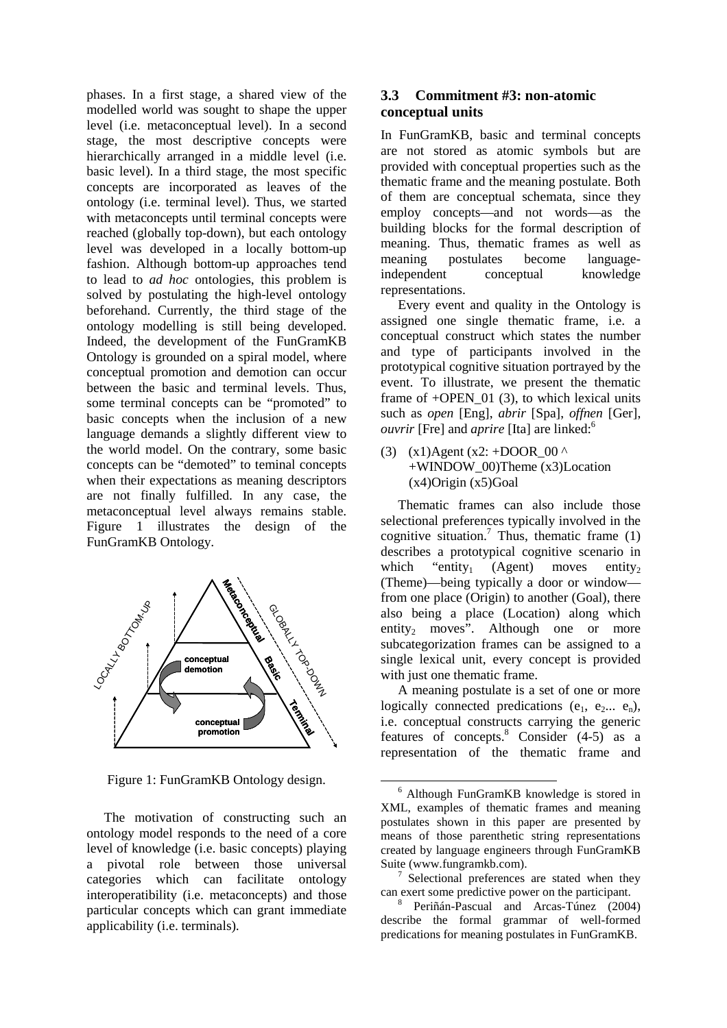phases. In a first stage, a shared view of the modelled world was sought to shape the upper level (i.e. metaconceptual level). In a second stage, the most descriptive concepts were hierarchically arranged in a middle level (i.e. basic level). In a third stage, the most specific concepts are incorporated as leaves of the ontology (i.e. terminal level). Thus, we started with metaconcepts until terminal concepts were reached (globally top-down), but each ontology level was developed in a locally bottom-up fashion. Although bottom-up approaches tend to lead to *ad hoc* ontologies, this problem is solved by postulating the high-level ontology beforehand. Currently, the third stage of the ontology modelling is still being developed. Indeed, the development of the FunGramKB Ontology is grounded on a spiral model, where conceptual promotion and demotion can occur between the basic and terminal levels. Thus, some terminal concepts can be "promoted" to basic concepts when the inclusion of a new language demands a slightly different view to the world model. On the contrary, some basic concepts can be "demoted" to teminal concepts when their expectations as meaning descriptors are not finally fulfilled. In any case, the metaconceptual level always remains stable. Figure 1 illustrates the design of the FunGramKB Ontology.

Figure 1: FunGramKB Ontology design.

The motivation of constructing such an ontology model responds to the need of a core level of knowledge (i.e. basic concepts) playing a pivotal role between those universal categories which can facilitate ontology interoperatibility (i.e. metaconcepts) and those particular concepts which can grant immediate applicability (i.e. terminals).

### 3.3 Commitment #3: non-atomic conceptual units

In FunGramKB, basic and terminal concepts are not stored as atomic symbols but are provided with conceptual properties such as the thematic frame and the meaning postulate. Both of them are conceptual schemata, since they employ concepts—and not words—as the building blocks for the formal description of meaning. Thus, thematic frames as well as meaning postulates become language-independent conceptual knowledge representations.

Every event and quality in the Ontology is assigned one single thematic frame, i.e. a conceptual construct which states the number and type of participants involved in the prototypical cognitive situation portrayed by the event. To illustrate, we present the thematic frame of +OPEN_01 (3), to which lexical units such as *open* [Eng], *abrir* [Spa], *offnen* [Ger], *ouvrir* [Fre] and *aprire* [Ita] are linked:[6]

(3) (x1)Agent (x2: +DOOR_00 ^ +WINDOW_00)Theme (x3)Location (x4)Origin (x5)Goal

Thematic frames can also include those selectional preferences typically involved in the cognitive situation.[7] Thus, thematic frame (1) describes a prototypical cognitive scenario in which "entity$_1$ (Agent) moves entity$_2$ (Theme)—being typically a door or window—from one place (Origin) to another (Goal), there also being a place (Location) along which entity$_2$ moves". Although one or more subcategorization frames can be assigned to a single lexical unit, every concept is provided with just one thematic frame.

A meaning postulate is a set of one or more logically connected predications ($e_1$, $e_2$... $e_n$), i.e. conceptual constructs carrying the generic features of concepts.[8] Consider (4-5) as a representation of the thematic frame and

---

[6] Although FunGramKB knowledge is stored in XML, examples of thematic frames and meaning postulates shown in this paper are presented by means of those parenthetic string representations created by language engineers through FunGramKB Suite (www.fungramkb.com).

[7] Selectional preferences are stated when they can exert some predictive power on the participant.

[8] Periñán-Pascual and Arcas-Túnez (2004) describe the formal grammar of well-formed predications for meaning postulates in FunGramKB.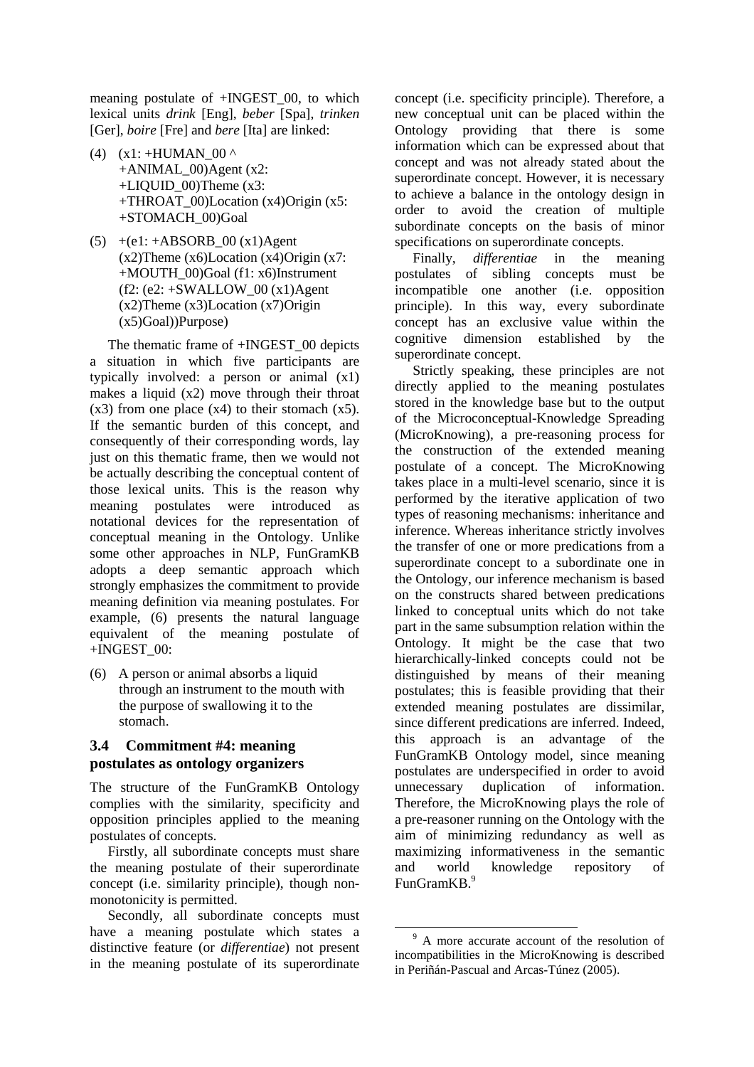meaning postulate of +INGEST_00, to which lexical units *drink* [Eng], *beber* [Spa], *trinken* [Ger], *boire* [Fre] and *bere* [Ita] are linked:

(4) (x1: +HUMAN_00 ^ +ANIMAL_00)Agent (x2: +LIQUID_00)Theme (x3: +THROAT_00)Location (x4)Origin (x5: +STOMACH_00)Goal

(5) +(e1: +ABSORB_00 (x1)Agent (x2)Theme (x6)Location (x4)Origin (x7: +MOUTH_00)Goal (f1: x6)Instrument (f2: (e2: +SWALLOW_00 (x1)Agent (x2)Theme (x3)Location (x7)Origin (x5)Goal))Purpose)

The thematic frame of +INGEST_00 depicts a situation in which five participants are typically involved: a person or animal (x1) makes a liquid (x2) move through their throat (x3) from one place (x4) to their stomach (x5). If the semantic burden of this concept, and consequently of their corresponding words, lay just on this thematic frame, then we would not be actually describing the conceptual content of those lexical units. This is the reason why meaning postulates were introduced as notational devices for the representation of conceptual meaning in the Ontology. Unlike some other approaches in NLP, FunGramKB adopts a deep semantic approach which strongly emphasizes the commitment to provide meaning definition via meaning postulates. For example, (6) presents the natural language equivalent of the meaning postulate of +INGEST_00:

(6) A person or animal absorbs a liquid through an instrument to the mouth with the purpose of swallowing it to the stomach.

### 3.4 Commitment #4: meaning postulates as ontology organizers

The structure of the FunGramKB Ontology complies with the similarity, specificity and opposition principles applied to the meaning postulates of concepts.

Firstly, all subordinate concepts must share the meaning postulate of their superordinate concept (i.e. similarity principle), though non-monotonicity is permitted.

Secondly, all subordinate concepts must have a meaning postulate which states a distinctive feature (or *differentiae*) not present in the meaning postulate of its superordinate concept (i.e. specificity principle). Therefore, a new conceptual unit can be placed within the Ontology providing that there is some information which can be expressed about that concept and was not already stated about the superordinate concept. However, it is necessary to achieve a balance in the ontology design in order to avoid the creation of multiple subordinate concepts on the basis of minor specifications on superordinate concepts.

Finally, *differentiae* in the meaning postulates of sibling concepts must be incompatible one another (i.e. opposition principle). In this way, every subordinate concept has an exclusive value within the cognitive dimension established by the superordinate concept.

Strictly speaking, these principles are not directly applied to the meaning postulates stored in the knowledge base but to the output of the Microconceptual-Knowledge Spreading (MicroKnowing), a pre-reasoning process for the construction of the extended meaning postulate of a concept. The MicroKnowing takes place in a multi-level scenario, since it is performed by the iterative application of two types of reasoning mechanisms: inheritance and inference. Whereas inheritance strictly involves the transfer of one or more predications from a superordinate concept to a subordinate one in the Ontology, our inference mechanism is based on the constructs shared between predications linked to conceptual units which do not take part in the same subsumption relation within the Ontology. It might be the case that two hierarchically-linked concepts could not be distinguished by means of their meaning postulates; this is feasible providing that their extended meaning postulates are dissimilar, since different predications are inferred. Indeed, this approach is an advantage of the FunGramKB Ontology model, since meaning postulates are underspecified in order to avoid unnecessary duplication of information. Therefore, the MicroKnowing plays the role of a pre-reasoner running on the Ontology with the aim of minimizing redundancy as well as maximizing informativeness in the semantic and world knowledge repository of FunGramKB.[9]

[9] A more accurate account of the resolution of incompatibilities in the MicroKnowing is described in Periñán-Pascual and Arcas-Túnez (2005).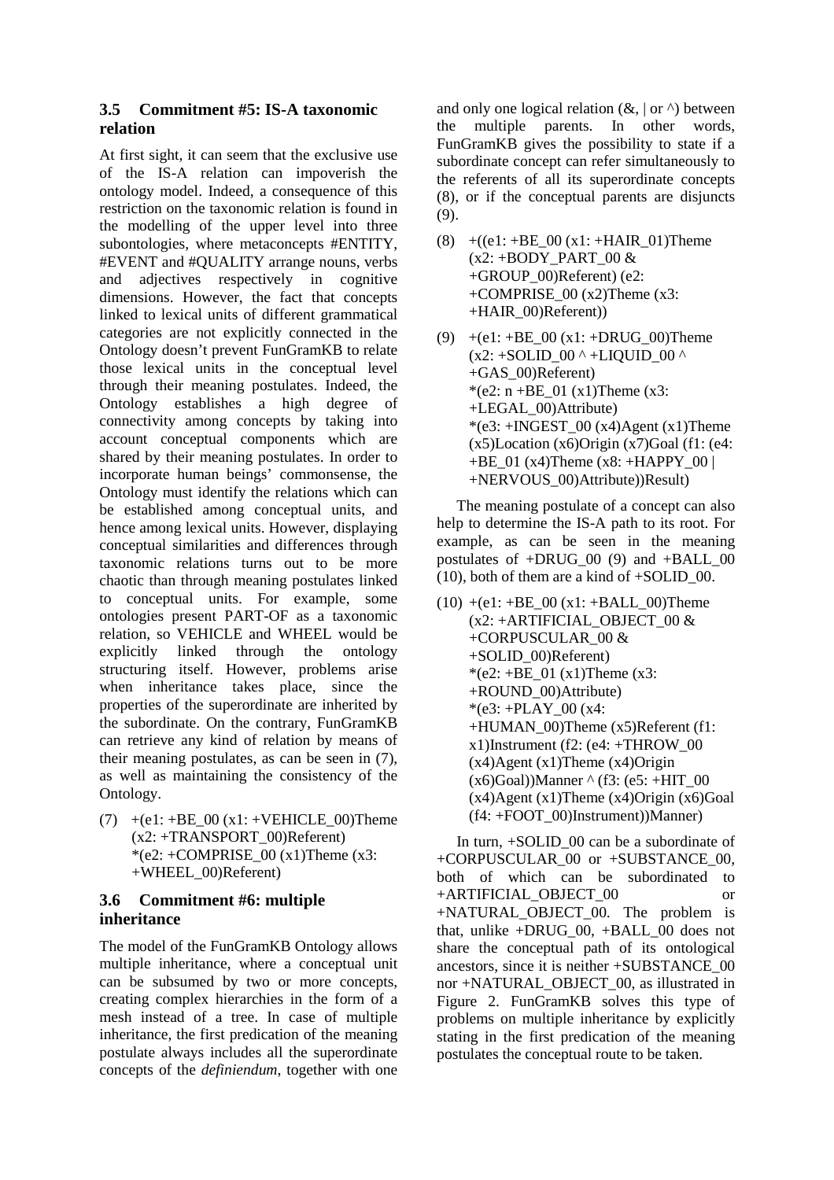### 3.5 Commitment #5: IS-A taxonomic relation

At first sight, it can seem that the exclusive use of the IS-A relation can impoverish the ontology model. Indeed, a consequence of this restriction on the taxonomic relation is found in the modelling of the upper level into three subontologies, where metaconcepts #ENTITY, #EVENT and #QUALITY arrange nouns, verbs and adjectives respectively in cognitive dimensions. However, the fact that concepts linked to lexical units of different grammatical categories are not explicitly connected in the Ontology doesn't prevent FunGramKB to relate those lexical units in the conceptual level through their meaning postulates. Indeed, the Ontology establishes a high degree of connectivity among concepts by taking into account conceptual components which are shared by their meaning postulates. In order to incorporate human beings' commonsense, the Ontology must identify the relations which can be established among conceptual units, and hence among lexical units. However, displaying conceptual similarities and differences through taxonomic relations turns out to be more chaotic than through meaning postulates linked to conceptual units. For example, some ontologies present PART-OF as a taxonomic relation, so VEHICLE and WHEEL would be explicitly linked through the ontology structuring itself. However, problems arise when inheritance takes place, since the properties of the superordinate are inherited by the subordinate. On the contrary, FunGramKB can retrieve any kind of relation by means of their meaning postulates, as can be seen in (7), as well as maintaining the consistency of the Ontology.

(7) +(e1: +BE_00 (x1: +VEHICLE_00)Theme (x2: +TRANSPORT_00)Referent)
*(e2: +COMPRISE_00 (x1)Theme (x3: +WHEEL_00)Referent)

### 3.6 Commitment #6: multiple inheritance

The model of the FunGramKB Ontology allows multiple inheritance, where a conceptual unit can be subsumed by two or more concepts, creating complex hierarchies in the form of a mesh instead of a tree. In case of multiple inheritance, the first predication of the meaning postulate always includes all the superordinate concepts of the *definiendum*, together with one and only one logical relation (&, | or ^) between the multiple parents. In other words, FunGramKB gives the possibility to state if a subordinate concept can refer simultaneously to the referents of all its superordinate concepts (8), or if the conceptual parents are disjuncts (9).

(8) +((e1: +BE_00 (x1: +HAIR_01)Theme (x2: +BODY_PART_00 & +GROUP_00)Referent) (e2: +COMPRISE_00 (x2)Theme (x3: +HAIR_00)Referent))

(9) +(e1: +BE_00 (x1: +DRUG_00)Theme (x2: +SOLID_00 ^ +LIQUID_00 ^ +GAS_00)Referent)
*(e2: n +BE_01 (x1)Theme (x3: +LEGAL_00)Attribute)
*(e3: +INGEST_00 (x4)Agent (x1)Theme (x5)Location (x6)Origin (x7)Goal (f1: (e4: +BE_01 (x4)Theme (x8: +HAPPY_00 | +NERVOUS_00)Attribute))Result)

The meaning postulate of a concept can also help to determine the IS-A path to its root. For example, as can be seen in the meaning postulates of +DRUG_00 (9) and +BALL_00 (10), both of them are a kind of +SOLID_00.

(10) +(e1: +BE_00 (x1: +BALL_00)Theme (x2: +ARTIFICIAL_OBJECT_00 & +CORPUSCULAR_00 & +SOLID_00)Referent)
*(e2: +BE_01 (x1)Theme (x3: +ROUND_00)Attribute)
*(e3: +PLAY_00 (x4: +HUMAN_00)Theme (x5)Referent (f1: x1)Instrument (f2: (e4: +THROW_00 (x4)Agent (x1)Theme (x4)Origin (x6)Goal))Manner ^ (f3: (e5: +HIT_00 (x4)Agent (x1)Theme (x4)Origin (x6)Goal (f4: +FOOT_00)Instrument))Manner)

In turn, +SOLID_00 can be a subordinate of +CORPUSCULAR_00 or +SUBSTANCE_00, both of which can be subordinated to +ARTIFICIAL_OBJECT_00 or +NATURAL_OBJECT_00. The problem is that, unlike +DRUG_00, +BALL_00 does not share the conceptual path of its ontological ancestors, since it is neither +SUBSTANCE_00 nor +NATURAL_OBJECT_00, as illustrated in Figure 2. FunGramKB solves this type of problems on multiple inheritance by explicitly stating in the first predication of the meaning postulates the conceptual route to be taken.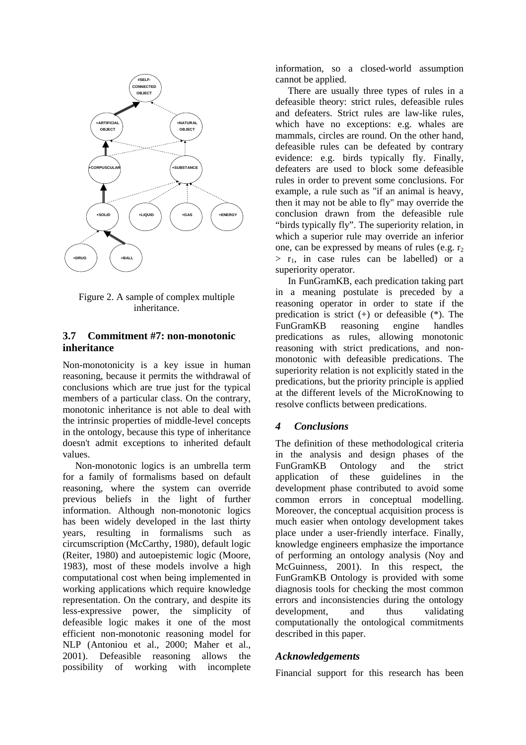Figure 2. A sample of complex multiple inheritance.

### 3.7 Commitment #7: non-monotonic inheritance

Non-monotonicity is a key issue in human reasoning, because it permits the withdrawal of conclusions which are true just for the typical members of a particular class. On the contrary, monotonic inheritance is not able to deal with the intrinsic properties of middle-level concepts in the ontology, because this type of inheritance doesn't admit exceptions to inherited default values.

Non-monotonic logics is an umbrella term for a family of formalisms based on default reasoning, where the system can override previous beliefs in the light of further information. Although non-monotonic logics has been widely developed in the last thirty years, resulting in formalisms such as circumscription (McCarthy, 1980), default logic (Reiter, 1980) and autoepistemic logic (Moore, 1983), most of these models involve a high computational cost when being implemented in working applications which require knowledge representation. On the contrary, and despite its less-expressive power, the simplicity of defeasible logic makes it one of the most efficient non-monotonic reasoning model for NLP (Antoniou et al., 2000; Maher et al., 2001). Defeasible reasoning allows the possibility of working with incomplete information, so a closed-world assumption cannot be applied.

There are usually three types of rules in a defeasible theory: strict rules, defeasible rules and defeaters. Strict rules are law-like rules, which have no exceptions: e.g. whales are mammals, circles are round. On the other hand, defeasible rules can be defeated by contrary evidence: e.g. birds typically fly. Finally, defeaters are used to block some defeasible rules in order to prevent some conclusions. For example, a rule such as "if an animal is heavy, then it may not be able to fly" may override the conclusion drawn from the defeasible rule "birds typically fly". The superiority relation, in which a superior rule may override an inferior one, can be expressed by means of rules (e.g. $r_2 > r_1$, in case rules can be labelled) or a superiority operator.

In FunGramKB, each predication taking part in a meaning postulate is preceded by a reasoning operator in order to state if the predication is strict (+) or defeasible (*). The FunGramKB reasoning engine handles predications as rules, allowing monotonic reasoning with strict predications, and non-monotonic with defeasible predications. The superiority relation is not explicitly stated in the predications, but the priority principle is applied at the different levels of the MicroKnowing to resolve conflicts between predications.

## *4 Conclusions*

The definition of these methodological criteria in the analysis and design phases of the FunGramKB Ontology and the strict application of these guidelines in the development phase contributed to avoid some common errors in conceptual modelling. Moreover, the conceptual acquisition process is much easier when ontology development takes place under a user-friendly interface. Finally, knowledge engineers emphasize the importance of performing an ontology analysis (Noy and McGuinness, 2001). In this respect, the FunGramKB Ontology is provided with some diagnosis tools for checking the most common errors and inconsistencies during the ontology development, and thus validating computationally the ontological commitments described in this paper.

## *Acknowledgements*

Financial support for this research has been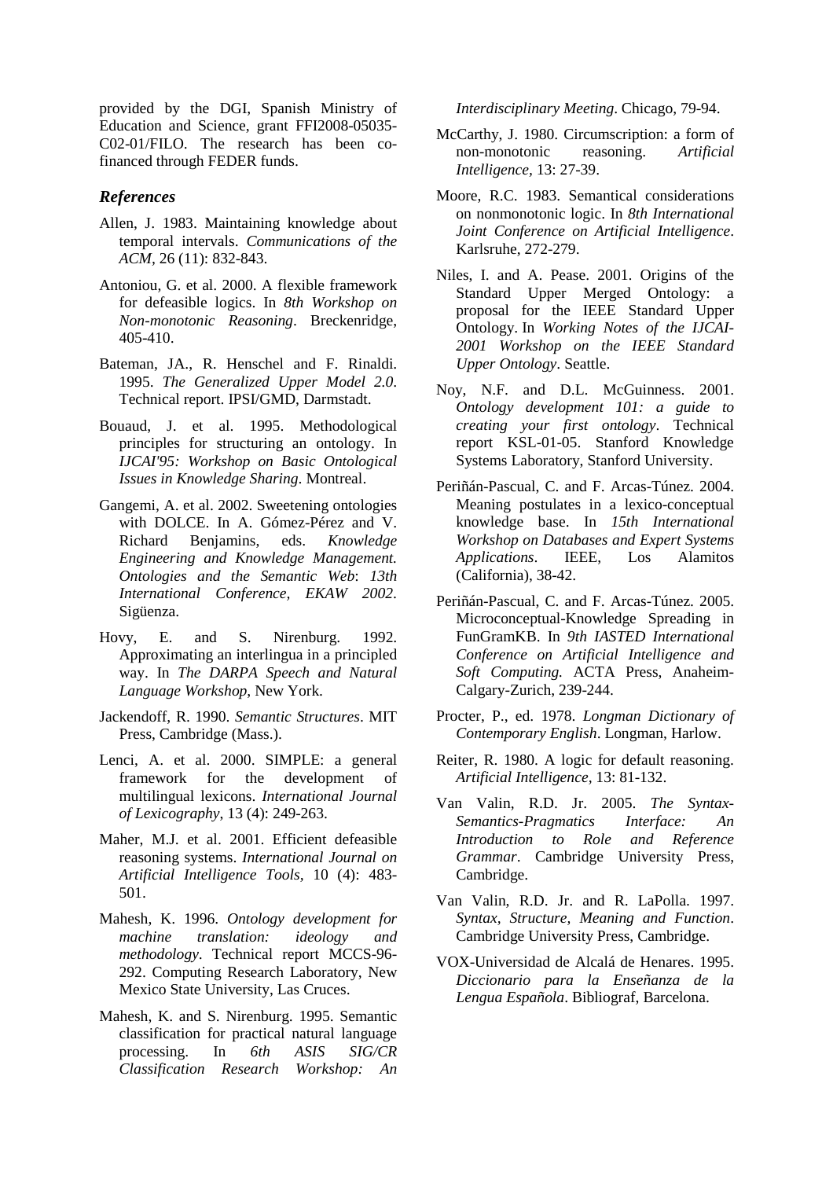provided by the DGI, Spanish Ministry of Education and Science, grant FFI2008-05035-C02-01/FILO. The research has been co-financed through FEDER funds.

### *References*

Allen, J. 1983. Maintaining knowledge about temporal intervals. *Communications of the ACM*, 26 (11): 832-843.

Antoniou, G. et al. 2000. A flexible framework for defeasible logics. In *8th Workshop on Non-monotonic Reasoning*. Breckenridge, 405-410.

Bateman, JA., R. Henschel and F. Rinaldi. 1995. *The Generalized Upper Model 2.0*. Technical report. IPSI/GMD, Darmstadt.

Bouaud, J. et al. 1995. Methodological principles for structuring an ontology. In *IJCAI'95: Workshop on Basic Ontological Issues in Knowledge Sharing*. Montreal.

Gangemi, A. et al. 2002. Sweetening ontologies with DOLCE. In A. Gómez-Pérez and V. Richard Benjamins, eds. *Knowledge Engineering and Knowledge Management. Ontologies and the Semantic Web*: *13th International Conference, EKAW 2002*. Sigüenza.

Hovy, E. and S. Nirenburg. 1992. Approximating an interlingua in a principled way. In *The DARPA Speech and Natural Language Workshop*, New York.

Jackendoff, R. 1990. *Semantic Structures*. MIT Press, Cambridge (Mass.).

Lenci, A. et al. 2000. SIMPLE: a general framework for the development of multilingual lexicons. *International Journal of Lexicography*, 13 (4): 249-263.

Maher, M.J. et al. 2001. Efficient defeasible reasoning systems. *International Journal on Artificial Intelligence Tools*, 10 (4): 483-501.

Mahesh, K. 1996. *Ontology development for machine translation: ideology and methodology*. Technical report MCCS-96-292. Computing Research Laboratory, New Mexico State University, Las Cruces.

Mahesh, K. and S. Nirenburg. 1995. Semantic classification for practical natural language processing. In *6th ASIS SIG/CR Classification Research Workshop: An Interdisciplinary Meeting*. Chicago, 79-94.

McCarthy, J. 1980. Circumscription: a form of non-monotonic reasoning. *Artificial Intelligence*, 13: 27-39.

Moore, R.C. 1983. Semantical considerations on nonmonotonic logic. In *8th International Joint Conference on Artificial Intelligence*. Karlsruhe, 272-279.

Niles, I. and A. Pease. 2001. Origins of the Standard Upper Merged Ontology: a proposal for the IEEE Standard Upper Ontology. In *Working Notes of the IJCAI-2001 Workshop on the IEEE Standard Upper Ontology*. Seattle.

Noy, N.F. and D.L. McGuinness. 2001. *Ontology development 101: a guide to creating your first ontology*. Technical report KSL-01-05. Stanford Knowledge Systems Laboratory, Stanford University.

Periñán-Pascual, C. and F. Arcas-Túnez. 2004. Meaning postulates in a lexico-conceptual knowledge base. In *15th International Workshop on Databases and Expert Systems Applications*. IEEE, Los Alamitos (California), 38-42.

Periñán-Pascual, C. and F. Arcas-Túnez. 2005. Microconceptual-Knowledge Spreading in FunGramKB. In *9th IASTED International Conference on Artificial Intelligence and Soft Computing.* ACTA Press, Anaheim-Calgary-Zurich, 239-244.

Procter, P., ed. 1978. *Longman Dictionary of Contemporary English*. Longman, Harlow.

Reiter, R. 1980. A logic for default reasoning. *Artificial Intelligence*, 13: 81-132.

Van Valin, R.D. Jr. 2005. *The Syntax-Semantics-Pragmatics Interface: An Introduction to Role and Reference Grammar*. Cambridge University Press, Cambridge.

Van Valin, R.D. Jr. and R. LaPolla. 1997. *Syntax, Structure, Meaning and Function*. Cambridge University Press, Cambridge.

VOX-Universidad de Alcalá de Henares. 1995. *Diccionario para la Enseñanza de la Lengua Española*. Bibliograf, Barcelona.